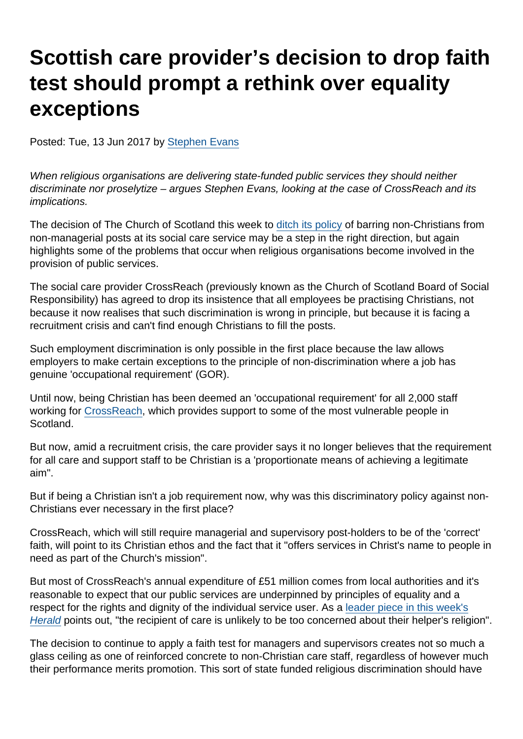# Scottish care provider's decision to drop faith test should prompt a rethink over equality exceptions

Posted: Tue, 13 Jun 2017 by Stephen Evans

*When religious organisations are delivering state-funded public services they should neither discriminate nor proselytize – argues Stephen Evans, looking at the case of CrossReach and its implications.*

The decision of The Church of Scotland this week to ditch its policy of barring non-Christians from non-managerial posts at its social care service may be a step in the right direction, but again highlights some of the problems that occur when religious organisations become involved in the provision of public services.

The social care provider CrossReach (previously known as the Church of Scotland Board of Social Responsibility) has agreed to drop its insistence that all employees be practising Christians, not because it now realises that such discrimination is wrong in principle, but because it is facing a recruitment crisis and can't find enough Christians to fill the posts.

Such employment discrimination is only possible in the first place because the law allows employers to make certain exceptions to the principle of non-discrimination where a job has genuine 'occupational requirement' (GOR).

Until now, being Christian has been deemed an 'occupational requirement' for all 2,000 staff working for CrossReach, which provides support to some of the most vulnerable people in Scotland.

But now, amid a recruitment crisis, the care provider says it no longer believes that the requirement for all care and support staff to be Christian is a 'proportionate means of achieving a legitimate aim".

But if being a Christian isn't a job requirement now, why was this discriminatory policy against non-Christians ever necessary in the first place?

CrossReach, which will still require managerial and supervisory post-holders to be of the 'correct' faith, will point to its Christian ethos and the fact that it "offers services in Christ's name to people in need as part of the Church's mission".

But most of CrossReach's annual expenditure of £51 million comes from local authorities and it's reasonable to expect that our public services are underpinned by principles of equality and a respect for the rights and dignity of the individual service user. As a leader piece in this week's *Herald* points out, "the recipient of care is unlikely to be too concerned about their helper's religion".

The decision to continue to apply a faith test for managers and supervisors creates not so much a glass ceiling as one of reinforced concrete to non-Christian care staff, regardless of however much their performance merits promotion. This sort of state funded religious discrimination should have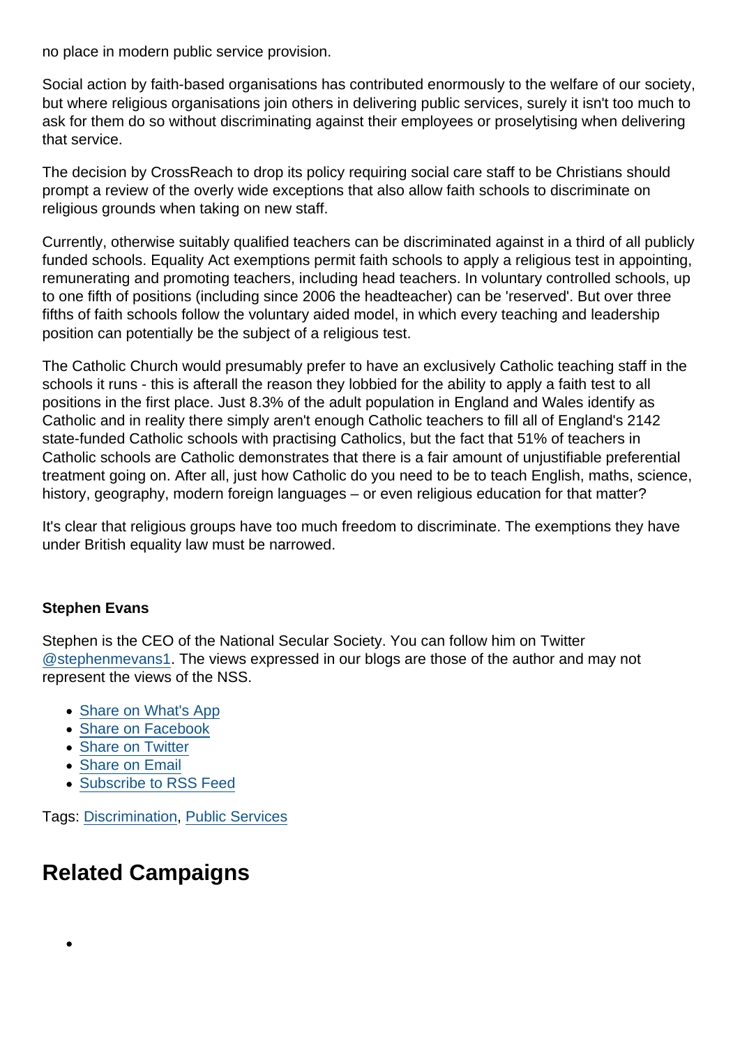no place in modern public service provision.

Social action by faith-based organisations has contributed enormously to the welfare of our society, but where religious organisations join others in delivering public services, surely it isn't too much to ask for them do so without discriminating against their employees or proselytising when delivering that service.

The decision by CrossReach to drop its policy requiring social care staff to be Christians should prompt a review of the overly wide exceptions that also allow faith schools to discriminate on religious grounds when taking on new staff.

Currently, otherwise suitably qualified teachers can be discriminated against in a third of all publicly funded schools. Equality Act exemptions permit faith schools to apply a religious test in appointing, remunerating and promoting teachers, including head teachers. In voluntary controlled schools, up to one fifth of positions (including since 2006 the headteacher) can be 'reserved'. But over three fifths of faith schools follow the voluntary aided model, in which every teaching and leadership position can potentially be the subject of a religious test.

The Catholic Church would presumably prefer to have an exclusively Catholic teaching staff in the schools it runs - this is afterall the reason they lobbied for the ability to apply a faith test to all positions in the first place. Just 8.3% of the adult population in England and Wales identify as Catholic and in reality there simply aren't enough Catholic teachers to fill all of England's 2142 state-funded Catholic schools with practising Catholics, but the fact that 51% of teachers in Catholic schools are Catholic demonstrates that there is a fair amount of unjustifiable preferential treatment going on. After all, just how Catholic do you need to be to teach English, maths, science, history, geography, modern foreign languages – or even religious education for that matter?

It's clear that religious groups have too much freedom to discriminate. The exemptions they have under British equality law must be narrowed.

**Stephen Evans**

Stephen is the CEO of the National Secular Society. You can follow him on Twitter @stephenmevans1. The views expressed in our blogs are those of the author and may not represent the views of the NSS.

- Share on What's App
- Share on Facebook
- Share on Twitter
- Share on Email
- Subscribe to RSS Feed

Tags: Discrimination, Public Services

## Related Campaigns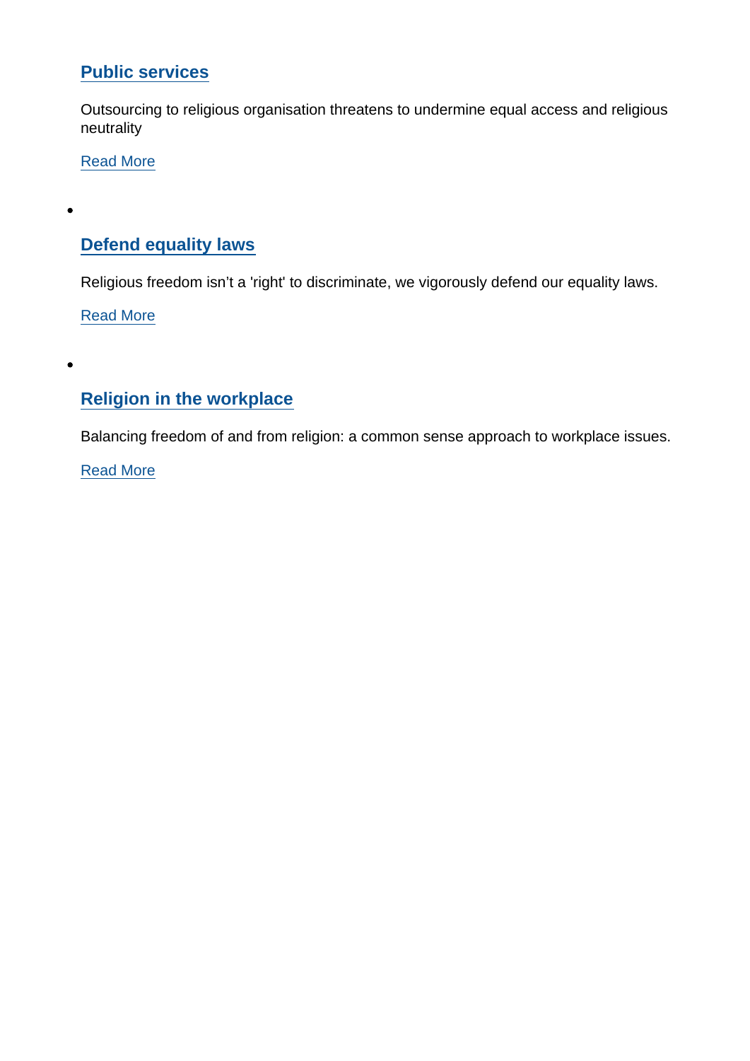### Public services

Outsourcing to religious organisation threatens to undermine equal access and religious neutrality

Read More

- ### Defend equality laws

  Religious freedom isn't a 'right' to discriminate, we vigorously defend our equality laws.

  Read More

- ### Religion in the workplace

  Balancing freedom of and from religion: a common sense approach to workplace issues.

  Read More